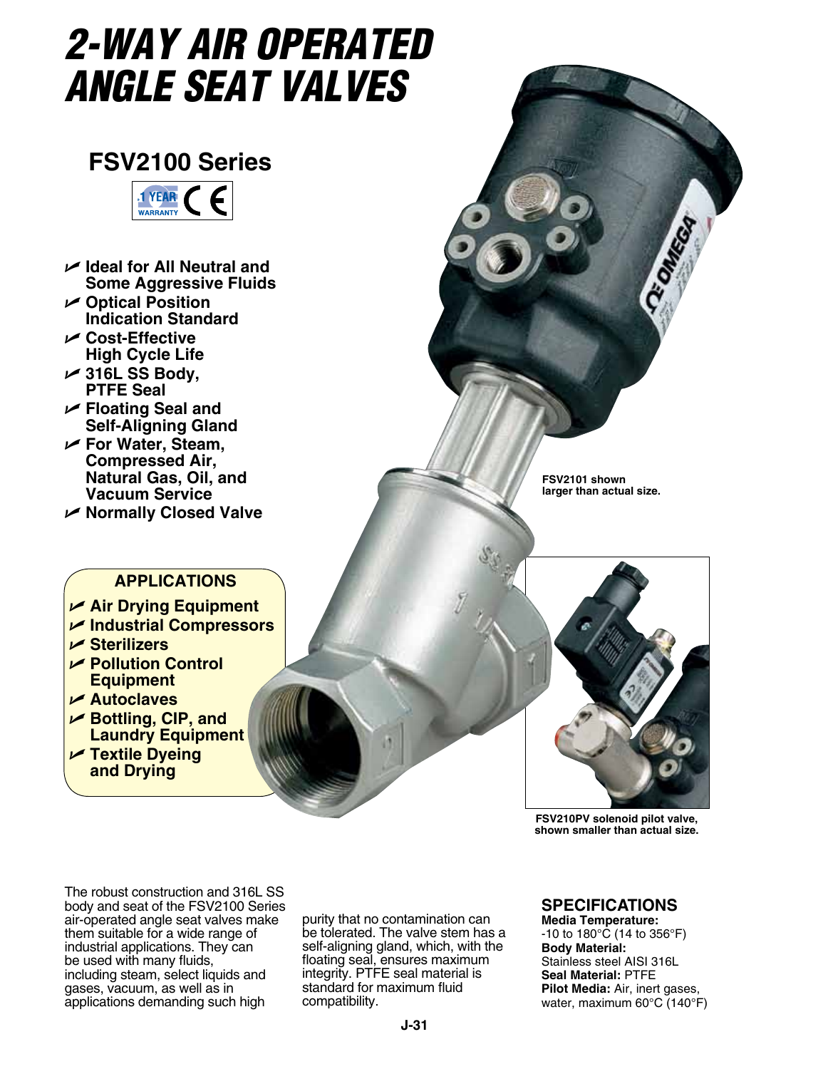# 2-WAY AIR OPERATED ANGLE SEAT VALVES

## FSV2100 Series

1 YEAR WARRANTY

- Ideal for All Neutral and Some Aggressive Fluids
- Optical Position Indication Standard
- Cost-Effective High Cycle Life
- 316L SS Body, PTFE Seal
- Floating Seal and Self-Aligning Gland
- For Water, Steam, Compressed Air, Natural Gas, Oil, and Vacuum Service
- Normally Closed Valve

### APPLICATIONS

- Air Drying Equipment
- Industrial Compressors
- Sterilizers
- Pollution Control Equipment
- Autoclaves
- Bottling, CIP, and Laundry Equipment
- Textile Dyeing and Drying

FSV2101 shown larger than actual size.

FSV210PV solenoid pilot valve, shown smaller than actual size.

The robust construction and 316L SS body and seat of the FSV2100 Series air-operated angle seat valves make them suitable for a wide range of industrial applications. They can be used with many fluids, including steam, select liquids and gases, vacuum, as well as in applications demanding such high purity that no contamination can be tolerated. The valve stem has a self-aligning gland, which, with the floating seal, ensures maximum integrity. PTFE seal material is standard for maximum fluid compatibility.

### SPECIFICATIONS

**Media Temperature:** -10 to 180°C (14 to 356°F)
**Body Material:** Stainless steel AISI 316L
**Seal Material:** PTFE
**Pilot Media:** Air, inert gases, water, maximum 60°C (140°F)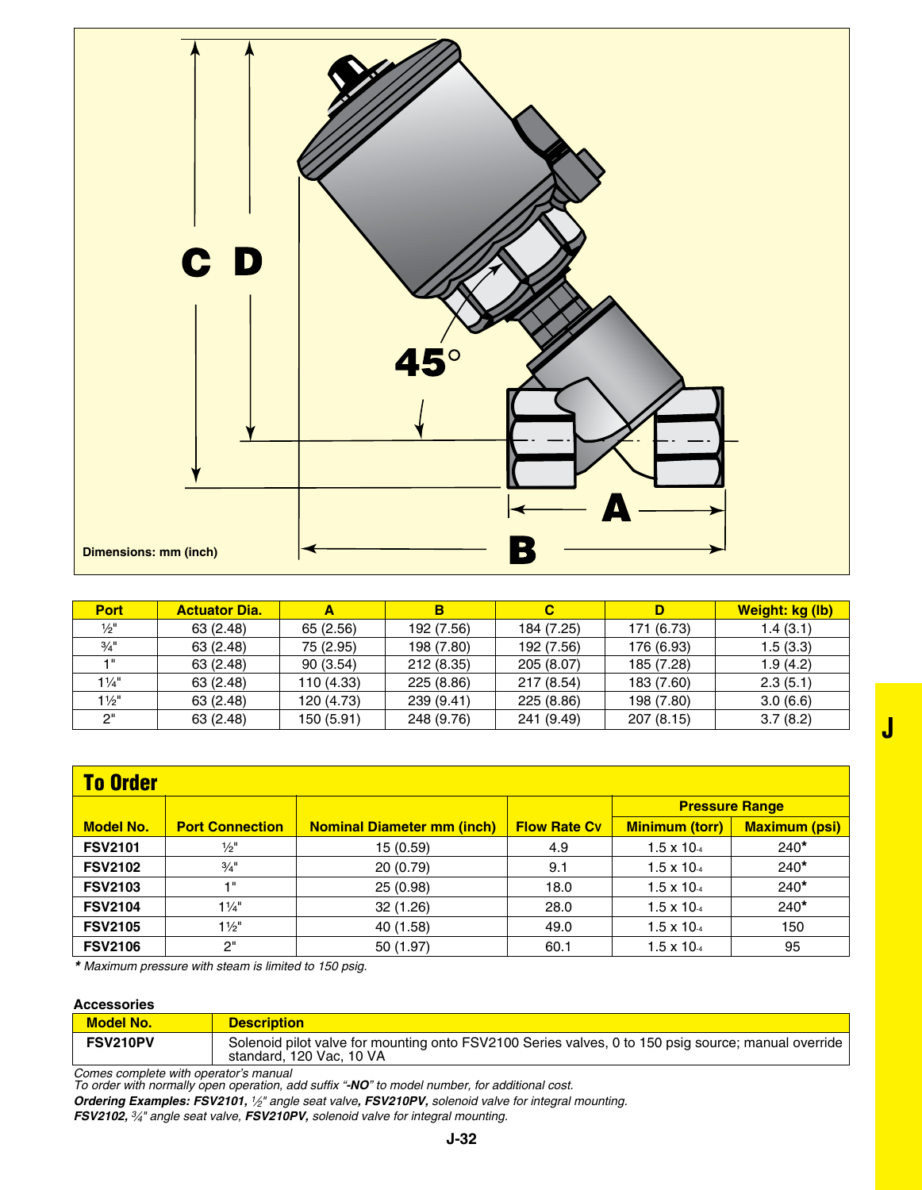C D

45°

A

B

Dimensions: mm (inch)

| Port | Actuator Dia. | A | B | C | D | Weight: kg (lb) |
|---|---|---|---|---|---|---|
| ½" | 63 (2.48) | 65 (2.56) | 192 (7.56) | 184 (7.25) | 171 (6.73) | 1.4 (3.1) |
| ¾" | 63 (2.48) | 75 (2.95) | 198 (7.80) | 192 (7.56) | 176 (6.93) | 1.5 (3.3) |
| 1" | 63 (2.48) | 90 (3.54) | 212 (8.35) | 205 (8.07) | 185 (7.28) | 1.9 (4.2) |
| 1¼" | 63 (2.48) | 110 (4.33) | 225 (8.86) | 217 (8.54) | 183 (7.60) | 2.3 (5.1) |
| 1½" | 63 (2.48) | 120 (4.73) | 239 (9.41) | 225 (8.86) | 198 (7.80) | 3.0 (6.6) |
| 2" | 63 (2.48) | 150 (5.91) | 248 (9.76) | 241 (9.49) | 207 (8.15) | 3.7 (8.2) |

## To Order

| Model No. | Port Connection | Nominal Diameter mm (inch) | Flow Rate Cv | Pressure Range Minimum (torr) | Pressure Range Maximum (psi) |
|---|---|---|---|---|---|
| **FSV2101** | ½" | 15 (0.59) | 4.9 | $1.5 \times 10^{-4}$ | 240* |
| **FSV2102** | ¾" | 20 (0.79) | 9.1 | $1.5 \times 10^{-4}$ | 240* |
| **FSV2103** | 1" | 25 (0.98) | 18.0 | $1.5 \times 10^{-4}$ | 240* |
| **FSV2104** | 1¼" | 32 (1.26) | 28.0 | $1.5 \times 10^{-4}$ | 240* |
| **FSV2105** | 1½" | 40 (1.58) | 49.0 | $1.5 \times 10^{-4}$ | 150 |
| **FSV2106** | 2" | 50 (1.97) | 60.1 | $1.5 \times 10^{-4}$ | 95 |

*\* Maximum pressure with steam is limited to 150 psig.*

**Accessories**

| Model No. | Description |
|---|---|
| **FSV210PV** | Solenoid pilot valve for mounting onto FSV2100 Series valves, 0 to 150 psig source; manual override standard, 120 Vac, 10 VA |

*Comes complete with operator's manual*

*To order with normally open operation, add suffix "**-NO**" to model number, for additional cost.*

***Ordering Examples: FSV2101,** ½" angle seat valve**, FSV210PV,** solenoid valve for integral mounting.*

***FSV2102,** ¾" angle seat valve, **FSV210PV,** solenoid valve for integral mounting.*